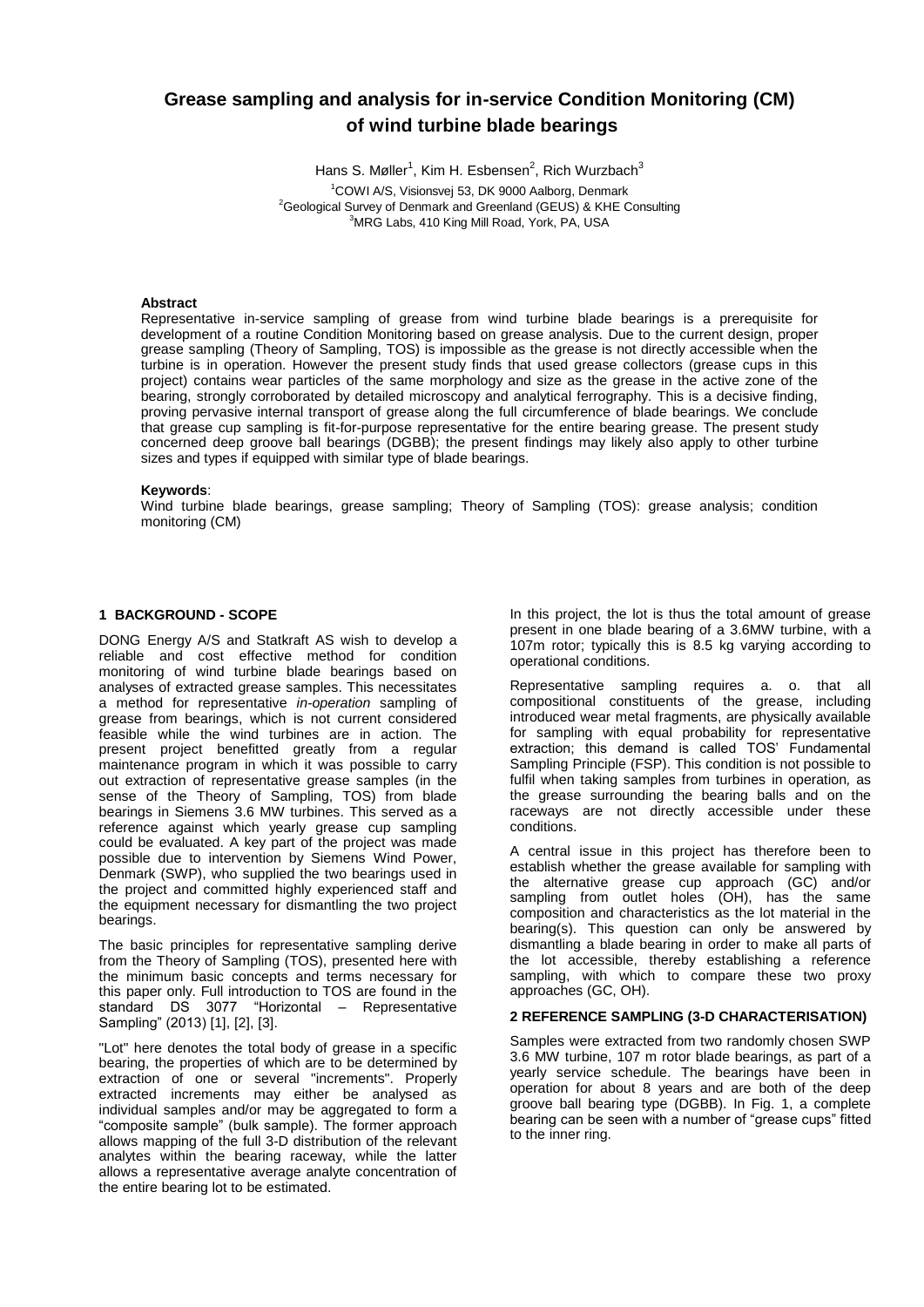# Grease sampling and analysis for in-service Condition Monitoring (CM) of wind turbine blade bearings

Hans S. Møller[1], Kim H. Esbensen[2], Rich Wurzbach[3]

[1]COWI A/S, Visionsvej 53, DK 9000 Aalborg, Denmark
[2]Geological Survey of Denmark and Greenland (GEUS) & KHE Consulting
[3]MRG Labs, 410 King Mill Road, York, PA, USA

**Abstract**

Representative in-service sampling of grease from wind turbine blade bearings is a prerequisite for development of a routine Condition Monitoring based on grease analysis. Due to the current design, proper grease sampling (Theory of Sampling, TOS) is impossible as the grease is not directly accessible when the turbine is in operation. However the present study finds that used grease collectors (grease cups in this project) contains wear particles of the same morphology and size as the grease in the active zone of the bearing, strongly corroborated by detailed microscopy and analytical ferrography. This is a decisive finding, proving pervasive internal transport of grease along the full circumference of blade bearings. We conclude that grease cup sampling is fit-for-purpose representative for the entire bearing grease. The present study concerned deep groove ball bearings (DGBB); the present findings may likely also apply to other turbine sizes and types if equipped with similar type of blade bearings.

**Keywords**:

Wind turbine blade bearings, grease sampling; Theory of Sampling (TOS): grease analysis; condition monitoring (CM)

## 1 BACKGROUND - SCOPE

DONG Energy A/S and Statkraft AS wish to develop a reliable and cost effective method for condition monitoring of wind turbine blade bearings based on analyses of extracted grease samples. This necessitates a method for representative *in-operation* sampling of grease from bearings, which is not current considered feasible while the wind turbines are in action. The present project benefitted greatly from a regular maintenance program in which it was possible to carry out extraction of representative grease samples (in the sense of the Theory of Sampling, TOS) from blade bearings in Siemens 3.6 MW turbines. This served as a reference against which yearly grease cup sampling could be evaluated. A key part of the project was made possible due to intervention by Siemens Wind Power, Denmark (SWP), who supplied the two bearings used in the project and committed highly experienced staff and the equipment necessary for dismantling the two project bearings.

The basic principles for representative sampling derive from the Theory of Sampling (TOS), presented here with the minimum basic concepts and terms necessary for this paper only. Full introduction to TOS are found in the standard DS 3077 "Horizontal – Representative Sampling" (2013) [1], [2], [3].

"Lot" here denotes the total body of grease in a specific bearing, the properties of which are to be determined by extraction of one or several "increments". Properly extracted increments may either be analysed as individual samples and/or may be aggregated to form a "composite sample" (bulk sample). The former approach allows mapping of the full 3-D distribution of the relevant analytes within the bearing raceway, while the latter allows a representative average analyte concentration of the entire bearing lot to be estimated.

In this project, the lot is thus the total amount of grease present in one blade bearing of a 3.6MW turbine, with a 107m rotor; typically this is 8.5 kg varying according to operational conditions.

Representative sampling requires a. o. that all compositional constituents of the grease, including introduced wear metal fragments, are physically available for sampling with equal probability for representative extraction; this demand is called TOS' Fundamental Sampling Principle (FSP). This condition is not possible to fulfil when taking samples from turbines in operation, as the grease surrounding the bearing balls and on the raceways are not directly accessible under these conditions.

A central issue in this project has therefore been to establish whether the grease available for sampling with the alternative grease cup approach (GC) and/or sampling from outlet holes (OH), has the same composition and characteristics as the lot material in the bearing(s). This question can only be answered by dismantling a blade bearing in order to make all parts of the lot accessible, thereby establishing a reference sampling, with which to compare these two proxy approaches (GC, OH).

## 2 REFERENCE SAMPLING (3-D CHARACTERISATION)

Samples were extracted from two randomly chosen SWP 3.6 MW turbine, 107 m rotor blade bearings, as part of a yearly service schedule. The bearings have been in operation for about 8 years and are both of the deep groove ball bearing type (DGBB). In Fig. 1, a complete bearing can be seen with a number of "grease cups" fitted to the inner ring.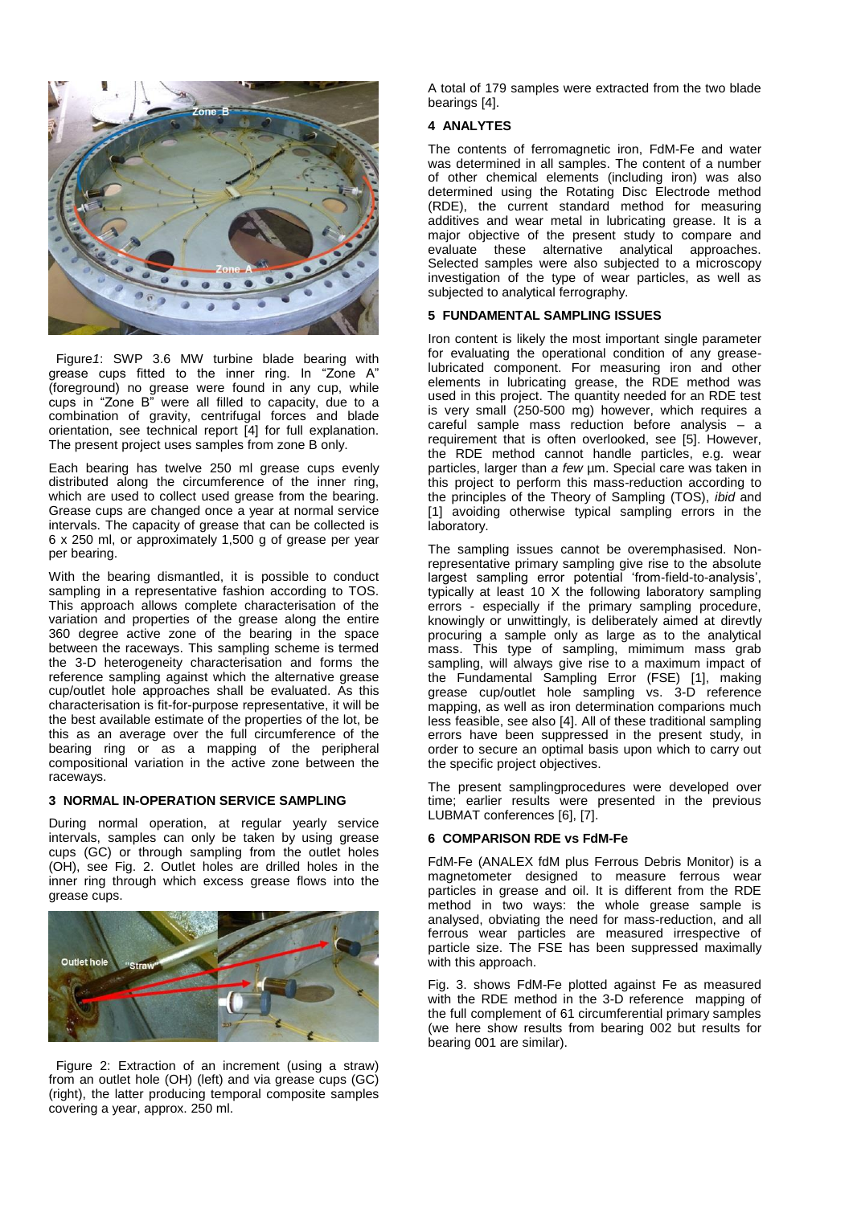Figure*1*: SWP 3.6 MW turbine blade bearing with grease cups fitted to the inner ring. In "Zone A" (foreground) no grease were found in any cup, while cups in "Zone B" were all filled to capacity, due to a combination of gravity, centrifugal forces and blade orientation, see technical report [4] for full explanation. The present project uses samples from zone B only.

Each bearing has twelve 250 ml grease cups evenly distributed along the circumference of the inner ring, which are used to collect used grease from the bearing. Grease cups are changed once a year at normal service intervals. The capacity of grease that can be collected is 6 x 250 ml, or approximately 1,500 g of grease per year per bearing.

With the bearing dismantled, it is possible to conduct sampling in a representative fashion according to TOS. This approach allows complete characterisation of the variation and properties of the grease along the entire 360 degree active zone of the bearing in the space between the raceways. This sampling scheme is termed the 3-D heterogeneity characterisation and forms the reference sampling against which the alternative grease cup/outlet hole approaches shall be evaluated. As this characterisation is fit-for-purpose representative, it will be the best available estimate of the properties of the lot, be this as an average over the full circumference of the bearing ring or as a mapping of the peripheral compositional variation in the active zone between the raceways.

## 3 NORMAL IN-OPERATION SERVICE SAMPLING

During normal operation, at regular yearly service intervals, samples can only be taken by using grease cups (GC) or through sampling from the outlet holes (OH), see Fig. 2. Outlet holes are drilled holes in the inner ring through which excess grease flows into the grease cups.

Figure 2: Extraction of an increment (using a straw) from an outlet hole (OH) (left) and via grease cups (GC) (right), the latter producing temporal composite samples covering a year, approx. 250 ml.

A total of 179 samples were extracted from the two blade bearings [4].

## 4 ANALYTES

The contents of ferromagnetic iron, FdM-Fe and water was determined in all samples. The content of a number of other chemical elements (including iron) was also determined using the Rotating Disc Electrode method (RDE), the current standard method for measuring additives and wear metal in lubricating grease. It is a major objective of the present study to compare and evaluate these alternative analytical approaches. Selected samples were also subjected to a microscopy investigation of the type of wear particles, as well as subjected to analytical ferrography.

## 5 FUNDAMENTAL SAMPLING ISSUES

Iron content is likely the most important single parameter for evaluating the operational condition of any grease-lubricated component. For measuring iron and other elements in lubricating grease, the RDE method was used in this project. The quantity needed for an RDE test is very small (250-500 mg) however, which requires a careful sample mass reduction before analysis – a requirement that is often overlooked, see [5]. However, the RDE method cannot handle particles, e.g. wear particles, larger than *a few* µm. Special care was taken in this project to perform this mass-reduction according to the principles of the Theory of Sampling (TOS), *ibid* and [1] avoiding otherwise typical sampling errors in the laboratory.

The sampling issues cannot be overemphasised. Non-representative primary sampling give rise to the absolute largest sampling error potential 'from-field-to-analysis', typically at least 10 X the following laboratory sampling errors - especially if the primary sampling procedure, knowingly or unwittingly, is deliberately aimed at direvtly procuring a sample only as large as to the analytical mass. This type of sampling, mimimum mass grab sampling, will always give rise to a maximum impact of the Fundamental Sampling Error (FSE) [1], making grease cup/outlet hole sampling vs. 3-D reference mapping, as well as iron determination comparions much less feasible, see also [4]. All of these traditional sampling errors have been suppressed in the present study, in order to secure an optimal basis upon which to carry out the specific project objectives.

The present samplingprocedures were developed over time; earlier results were presented in the previous LUBMAT conferences [6], [7].

## 6 COMPARISON RDE vs FdM-Fe

FdM-Fe (ANALEX fdM plus Ferrous Debris Monitor) is a magnetometer designed to measure ferrous wear particles in grease and oil. It is different from the RDE method in two ways: the whole grease sample is analysed, obviating the need for mass-reduction, and all ferrous wear particles are measured irrespective of particle size. The FSE has been suppressed maximally with this approach.

Fig. 3. shows FdM-Fe plotted against Fe as measured with the RDE method in the 3-D reference mapping of the full complement of 61 circumferential primary samples (we here show results from bearing 002 but results for bearing 001 are similar).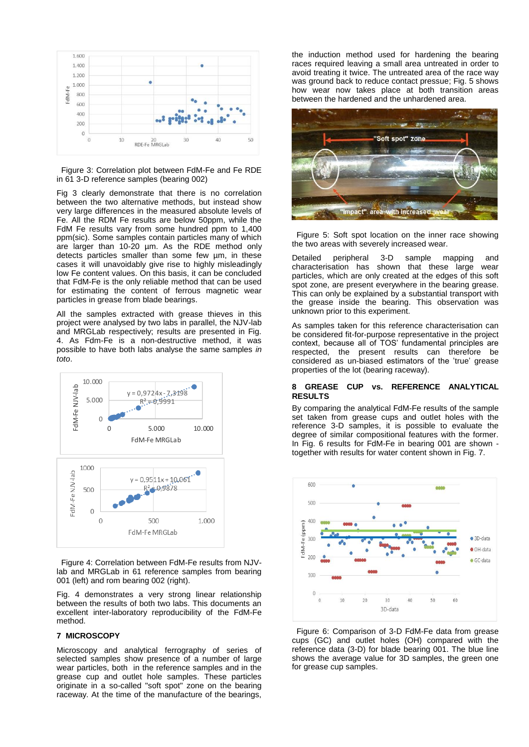Figure 3: Correlation plot between FdM-Fe and Fe RDE in 61 3-D reference samples (bearing 002)

Fig 3 clearly demonstrate that there is no correlation between the two alternative methods, but instead show very large differences in the measured absolute levels of Fe. All the RDM Fe results are below 50ppm, while the FdM Fe results vary from some hundred ppm to 1,400 ppm(sic). Some samples contain particles many of which are larger than 10-20 µm. As the RDE method only detects particles smaller than some few µm, in these cases it will unavoidably give rise to highly misleadingly low Fe content values. On this basis, it can be concluded that FdM-Fe is the only reliable method that can be used for estimating the content of ferrous magnetic wear particles in grease from blade bearings.

All the samples extracted with grease thieves in this project were analysed by two labs in parallel, the NJV-lab and MRGLab respectively; results are presented in Fig. 4. As Fdm-Fe is a non-destructive method, it was possible to have both labs analyse the same samples *in toto*.

Figure 4: Correlation between FdM-Fe results from NJV-lab and MRGLab in 61 reference samples from bearing 001 (left) and rom bearing 002 (right).

Fig. 4 demonstrates a very strong linear relationship between the results of both two labs. This documents an excellent inter-laboratory reproducibility of the FdM-Fe method.

## 7 MICROSCOPY

Microscopy and analytical ferrography of series of selected samples show presence of a number of large wear particles, both in the reference samples and in the grease cup and outlet hole samples. These particles originate in a so-called "soft spot" zone on the bearing raceway. At the time of the manufacture of the bearings, the induction method used for hardening the bearing races required leaving a small area untreated in order to avoid treating it twice. The untreated area of the race way was ground back to reduce contact pressue; Fig. 5 shows how wear now takes place at both transition areas between the hardened and the unhardened area.

Figure 5: Soft spot location on the inner race showing the two areas with severely increased wear.

Detailed peripheral 3-D sample mapping and characterisation has shown that these large wear particles, which are only created at the edges of this soft spot zone, are present everywhere in the bearing grease. This can only be explained by a substantial transport with the grease inside the bearing. This observation was unknown prior to this experiment.

As samples taken for this reference characterisation can be considered fit-for-purpose representative in the project context, because all of TOS' fundamental principles are respected, the present results can therefore be considered as un-biased estimators of the 'true' grease properties of the lot (bearing raceway).

## 8 GREASE CUP vs. REFERENCE ANALYTICAL RESULTS

By comparing the analytical FdM-Fe results of the sample set taken from grease cups and outlet holes with the reference 3-D samples, it is possible to evaluate the degree of similar compositional features with the former. In Fig. 6 results for FdM-Fe in bearing 001 are shown - together with results for water content shown in Fig. 7.

Figure 6: Comparison of 3-D FdM-Fe data from grease cups (GC) and outlet holes (OH) compared with the reference data (3-D) for blade bearing 001. The blue line shows the average value for 3D samples, the green one for grease cup samples.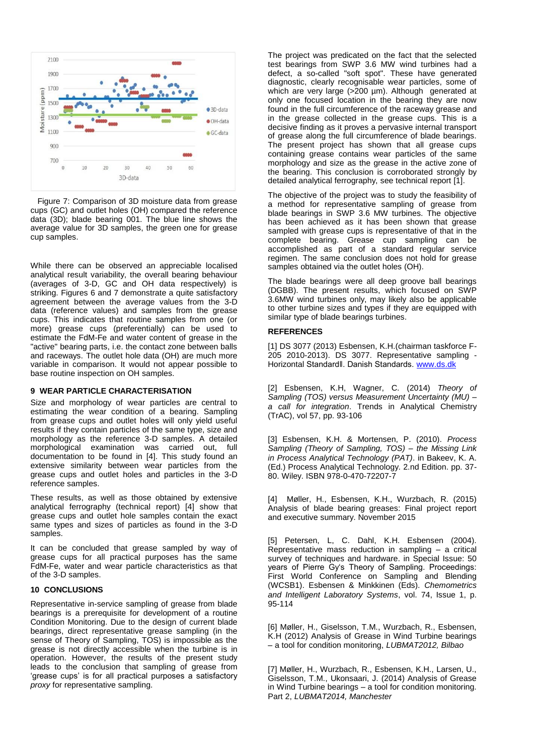2100
1900
1700
1500
1300
1100
900
700
Moisture [ppm]
0 10 20 30 40 50 60
3D-data
3D-data
OH-data
GC-data

Figure 7: Comparison of 3D moisture data from grease cups (GC) and outlet holes (OH) compared the reference data (3D); blade bearing 001. The blue line shows the average value for 3D samples, the green one for grease cup samples.

While there can be observed an appreciable localised analytical result variability, the overall bearing behaviour (averages of 3-D, GC and OH data respectively) is striking. Figures 6 and 7 demonstrate a quite satisfactory agreement between the average values from the 3-D data (reference values) and samples from the grease cups. This indicates that routine samples from one (or more) grease cups (preferentially) can be used to estimate the FdM-Fe and water content of grease in the "active" bearing parts, i.e. the contact zone between balls and raceways. The outlet hole data (OH) are much more variable in comparison. It would not appear possible to base routine inspection on OH samples.

## 9 WEAR PARTICLE CHARACTERISATION

Size and morphology of wear particles are central to estimating the wear condition of a bearing. Sampling from grease cups and outlet holes will only yield useful results if they contain particles of the same type, size and morphology as the reference 3-D samples. A detailed morphological examination was carried out, full documentation to be found in [4]. This study found an extensive similarity between wear particles from the grease cups and outlet holes and particles in the 3-D reference samples.

These results, as well as those obtained by extensive analytical ferrography (technical report) [4] show that grease cups and outlet hole samples contain the exact same types and sizes of particles as found in the 3-D samples.

It can be concluded that grease sampled by way of grease cups for all practical purposes has the same FdM-Fe, water and wear particle characteristics as that of the 3-D samples.

## 10 CONCLUSIONS

Representative in-service sampling of grease from blade bearings is a prerequisite for development of a routine Condition Monitoring. Due to the design of current blade bearings, direct representative grease sampling (in the sense of Theory of Sampling, TOS) is impossible as the grease is not directly accessible when the turbine is in operation. However, the results of the present study leads to the conclusion that sampling of grease from 'grease cups' is for all practical purposes a satisfactory *proxy* for representative sampling.

The project was predicated on the fact that the selected test bearings from SWP 3.6 MW wind turbines had a defect, a so-called "soft spot". These have generated diagnostic, clearly recognisable wear particles, some of which are very large (>200 µm). Although generated at only one focused location in the bearing they are now found in the full circumference of the raceway grease and in the grease collected in the grease cups. This is a decisive finding as it proves a pervasive internal transport of grease along the full circumference of blade bearings. The present project has shown that all grease cups containing grease contains wear particles of the same morphology and size as the grease in the active zone of the bearing. This conclusion is corroborated strongly by detailed analytical ferrography, see technical report [1].

The objective of the project was to study the feasibility of a method for representative sampling of grease from blade bearings in SWP 3.6 MW turbines. The objective has been achieved as it has been shown that grease sampled with grease cups is representative of that in the complete bearing. Grease cup sampling can be accomplished as part of a standard regular service regimen. The same conclusion does not hold for grease samples obtained via the outlet holes (OH).

The blade bearings were all deep groove ball bearings (DGBB). The present results, which focused on SWP 3.6MW wind turbines only, may likely also be applicable to other turbine sizes and types if they are equipped with similar type of blade bearings turbines.

## REFERENCES

[1] DS 3077 (2013) Esbensen, K.H.(chairman taskforce F-205 2010-2013). DS 3077. Representative sampling - Horizontal Standardǁ. Danish Standards. www.ds.dk

[2] Esbensen, K.H, Wagner, C. (2014) *Theory of Sampling (TOS) versus Measurement Uncertainty (MU) – a call for integration*. Trends in Analytical Chemistry (TrAC), vol 57, pp. 93-106

[3] Esbensen, K.H. & Mortensen, P. (2010). *Process Sampling (Theory of Sampling, TOS) – the Missing Link in Process Analytical Technology (PAT)*. in Bakeev, K. A. (Ed.) Process Analytical Technology. 2.nd Edition. pp. 37-80. Wiley. ISBN 978-0-470-72207-7

[4] Møller, H., Esbensen, K.H., Wurzbach, R. (2015) Analysis of blade bearing greases: Final project report and executive summary. November 2015

[5] Petersen, L, C. Dahl, K.H. Esbensen (2004). Representative mass reduction in sampling – a critical survey of techniques and hardware. in Special Issue: 50 years of Pierre Gy's Theory of Sampling. Proceedings: First World Conference on Sampling and Blending (WCSB1). Esbensen & Minkkinen (Eds). *Chemometrics and Intelligent Laboratory Systems*, vol. 74, Issue 1, p. 95-114

[6] Møller, H., Giselsson, T.M., Wurzbach, R., Esbensen, K.H (2012) Analysis of Grease in Wind Turbine bearings – a tool for condition monitoring, *LUBMAT2012, Bilbao*

[7] Møller, H., Wurzbach, R., Esbensen, K.H., Larsen, U., Giselsson, T.M., Ukonsaari, J. (2014) Analysis of Grease in Wind Turbine bearings – a tool for condition monitoring. Part 2, *LUBMAT2014, Manchester*